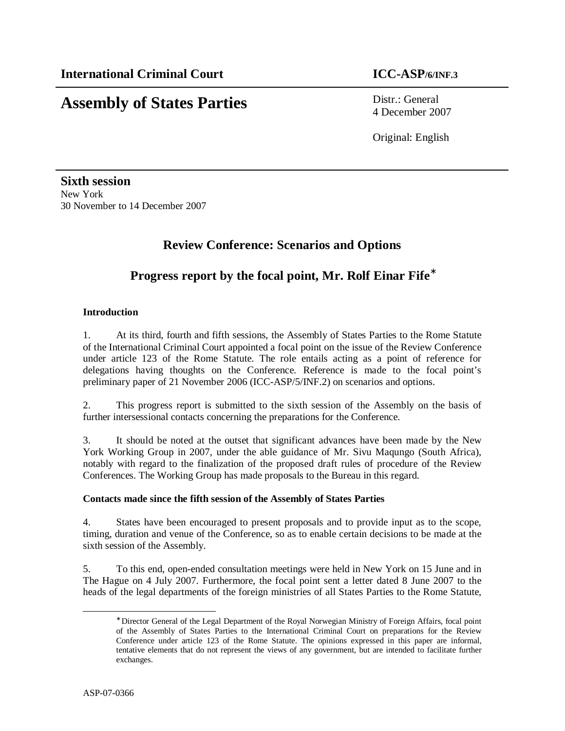**International Criminal Court** **ICC-ASP/6/INF.3**

# Assembly of States Parties

Distr.: General
4 December 2007

Original: English

**Sixth session**
New York
30 November to 14 December 2007

## Review Conference: Scenarios and Options

## Progress report by the focal point, Mr. Rolf Einar Fife*

### Introduction

1. At its third, fourth and fifth sessions, the Assembly of States Parties to the Rome Statute of the International Criminal Court appointed a focal point on the issue of the Review Conference under article 123 of the Rome Statute. The role entails acting as a point of reference for delegations having thoughts on the Conference. Reference is made to the focal point's preliminary paper of 21 November 2006 (ICC-ASP/5/INF.2) on scenarios and options.

2. This progress report is submitted to the sixth session of the Assembly on the basis of further intersessional contacts concerning the preparations for the Conference.

3. It should be noted at the outset that significant advances have been made by the New York Working Group in 2007, under the able guidance of Mr. Sivu Maqungo (South Africa), notably with regard to the finalization of the proposed draft rules of procedure of the Review Conferences. The Working Group has made proposals to the Bureau in this regard.

### Contacts made since the fifth session of the Assembly of States Parties

4. States have been encouraged to present proposals and to provide input as to the scope, timing, duration and venue of the Conference, so as to enable certain decisions to be made at the sixth session of the Assembly.

5. To this end, open-ended consultation meetings were held in New York on 15 June and in The Hague on 4 July 2007. Furthermore, the focal point sent a letter dated 8 June 2007 to the heads of the legal departments of the foreign ministries of all States Parties to the Rome Statute,

* Director General of the Legal Department of the Royal Norwegian Ministry of Foreign Affairs, focal point of the Assembly of States Parties to the International Criminal Court on preparations for the Review Conference under article 123 of the Rome Statute. The opinions expressed in this paper are informal, tentative elements that do not represent the views of any government, but are intended to facilitate further exchanges.

ASP-07-0366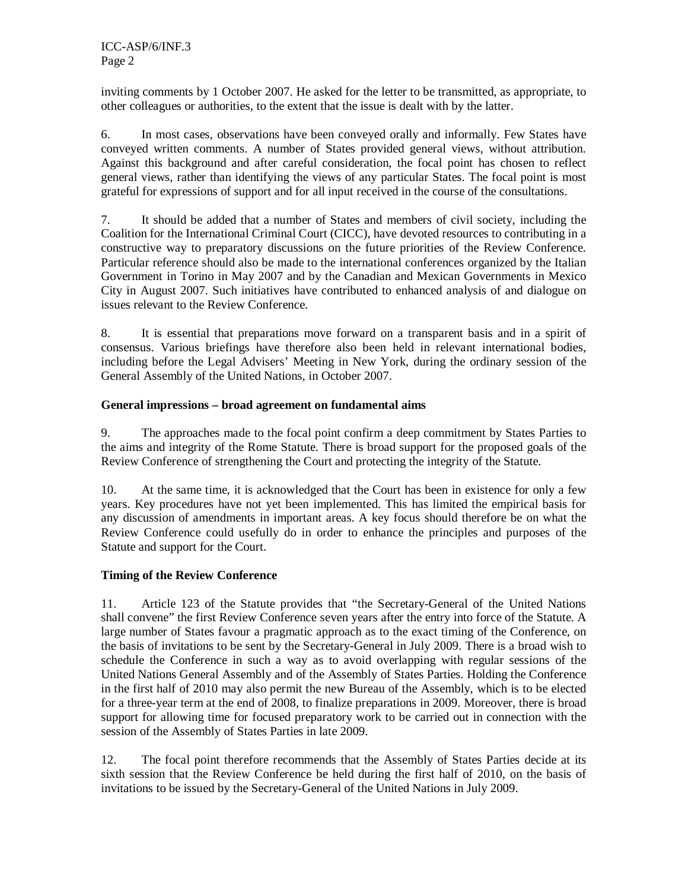inviting comments by 1 October 2007. He asked for the letter to be transmitted, as appropriate, to other colleagues or authorities, to the extent that the issue is dealt with by the latter.

6. In most cases, observations have been conveyed orally and informally. Few States have conveyed written comments. A number of States provided general views, without attribution. Against this background and after careful consideration, the focal point has chosen to reflect general views, rather than identifying the views of any particular States. The focal point is most grateful for expressions of support and for all input received in the course of the consultations.

7. It should be added that a number of States and members of civil society, including the Coalition for the International Criminal Court (CICC), have devoted resources to contributing in a constructive way to preparatory discussions on the future priorities of the Review Conference. Particular reference should also be made to the international conferences organized by the Italian Government in Torino in May 2007 and by the Canadian and Mexican Governments in Mexico City in August 2007. Such initiatives have contributed to enhanced analysis of and dialogue on issues relevant to the Review Conference.

8. It is essential that preparations move forward on a transparent basis and in a spirit of consensus. Various briefings have therefore also been held in relevant international bodies, including before the Legal Advisers' Meeting in New York, during the ordinary session of the General Assembly of the United Nations, in October 2007.

**General impressions – broad agreement on fundamental aims**

9. The approaches made to the focal point confirm a deep commitment by States Parties to the aims and integrity of the Rome Statute. There is broad support for the proposed goals of the Review Conference of strengthening the Court and protecting the integrity of the Statute.

10. At the same time, it is acknowledged that the Court has been in existence for only a few years. Key procedures have not yet been implemented. This has limited the empirical basis for any discussion of amendments in important areas. A key focus should therefore be on what the Review Conference could usefully do in order to enhance the principles and purposes of the Statute and support for the Court.

**Timing of the Review Conference**

11. Article 123 of the Statute provides that "the Secretary-General of the United Nations shall convene" the first Review Conference seven years after the entry into force of the Statute. A large number of States favour a pragmatic approach as to the exact timing of the Conference, on the basis of invitations to be sent by the Secretary-General in July 2009. There is a broad wish to schedule the Conference in such a way as to avoid overlapping with regular sessions of the United Nations General Assembly and of the Assembly of States Parties. Holding the Conference in the first half of 2010 may also permit the new Bureau of the Assembly, which is to be elected for a three-year term at the end of 2008, to finalize preparations in 2009. Moreover, there is broad support for allowing time for focused preparatory work to be carried out in connection with the session of the Assembly of States Parties in late 2009.

12. The focal point therefore recommends that the Assembly of States Parties decide at its sixth session that the Review Conference be held during the first half of 2010, on the basis of invitations to be issued by the Secretary-General of the United Nations in July 2009.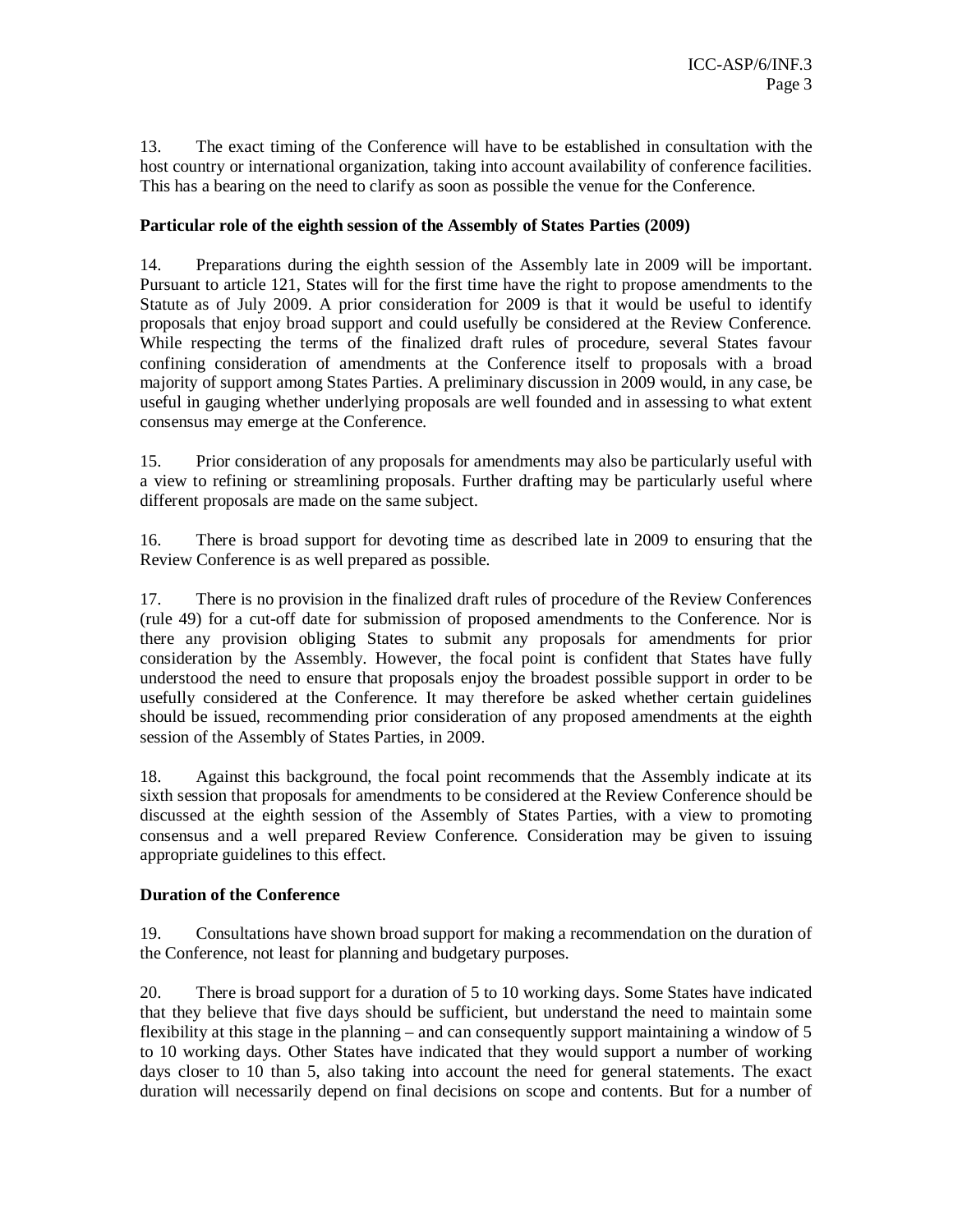13. The exact timing of the Conference will have to be established in consultation with the host country or international organization, taking into account availability of conference facilities. This has a bearing on the need to clarify as soon as possible the venue for the Conference.

**Particular role of the eighth session of the Assembly of States Parties (2009)**

14. Preparations during the eighth session of the Assembly late in 2009 will be important. Pursuant to article 121, States will for the first time have the right to propose amendments to the Statute as of July 2009. A prior consideration for 2009 is that it would be useful to identify proposals that enjoy broad support and could usefully be considered at the Review Conference. While respecting the terms of the finalized draft rules of procedure, several States favour confining consideration of amendments at the Conference itself to proposals with a broad majority of support among States Parties. A preliminary discussion in 2009 would, in any case, be useful in gauging whether underlying proposals are well founded and in assessing to what extent consensus may emerge at the Conference.

15. Prior consideration of any proposals for amendments may also be particularly useful with a view to refining or streamlining proposals. Further drafting may be particularly useful where different proposals are made on the same subject.

16. There is broad support for devoting time as described late in 2009 to ensuring that the Review Conference is as well prepared as possible.

17. There is no provision in the finalized draft rules of procedure of the Review Conferences (rule 49) for a cut-off date for submission of proposed amendments to the Conference. Nor is there any provision obliging States to submit any proposals for amendments for prior consideration by the Assembly. However, the focal point is confident that States have fully understood the need to ensure that proposals enjoy the broadest possible support in order to be usefully considered at the Conference. It may therefore be asked whether certain guidelines should be issued, recommending prior consideration of any proposed amendments at the eighth session of the Assembly of States Parties, in 2009.

18. Against this background, the focal point recommends that the Assembly indicate at its sixth session that proposals for amendments to be considered at the Review Conference should be discussed at the eighth session of the Assembly of States Parties, with a view to promoting consensus and a well prepared Review Conference. Consideration may be given to issuing appropriate guidelines to this effect.

**Duration of the Conference**

19. Consultations have shown broad support for making a recommendation on the duration of the Conference, not least for planning and budgetary purposes.

20. There is broad support for a duration of 5 to 10 working days. Some States have indicated that they believe that five days should be sufficient, but understand the need to maintain some flexibility at this stage in the planning – and can consequently support maintaining a window of 5 to 10 working days. Other States have indicated that they would support a number of working days closer to 10 than 5, also taking into account the need for general statements. The exact duration will necessarily depend on final decisions on scope and contents. But for a number of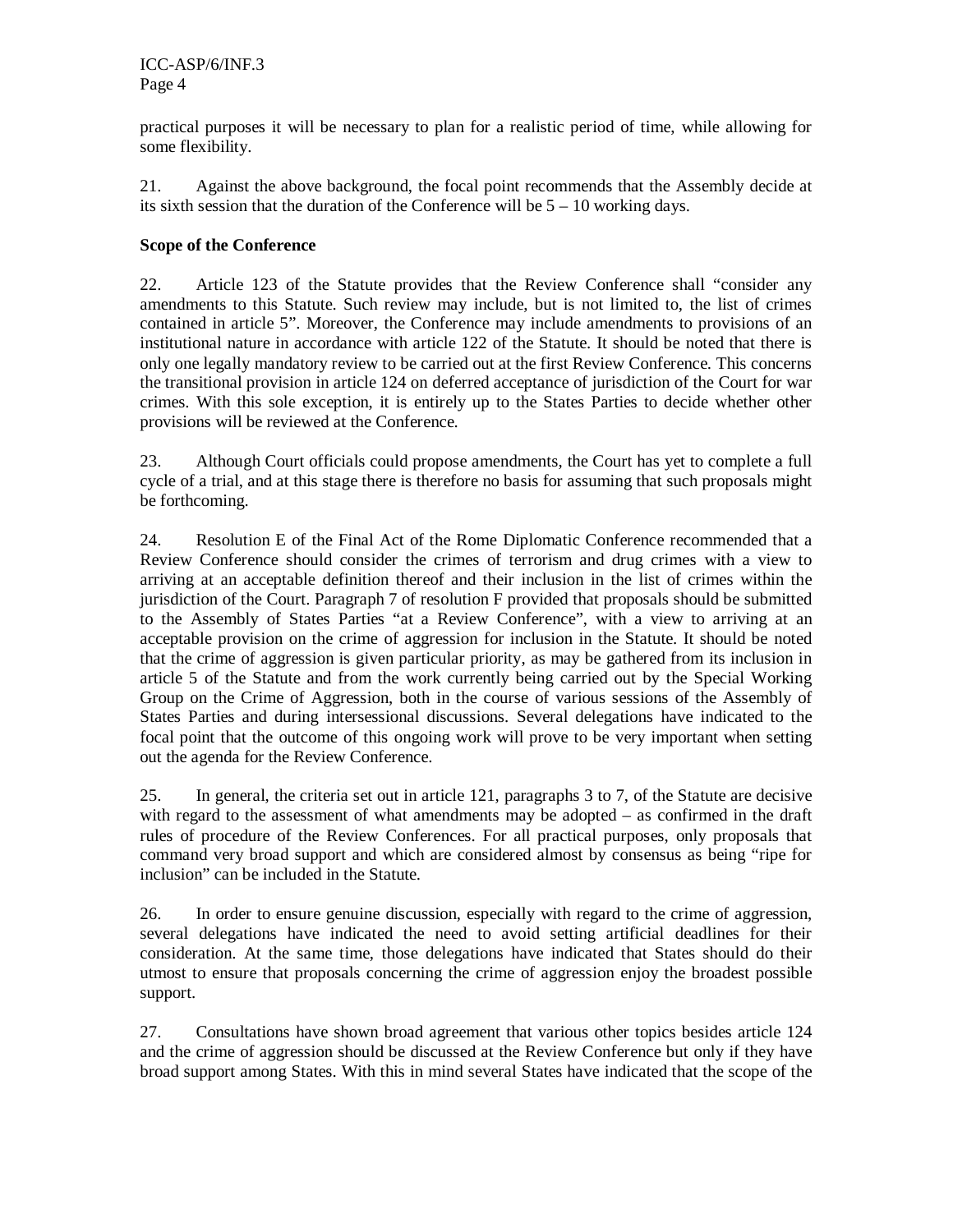practical purposes it will be necessary to plan for a realistic period of time, while allowing for some flexibility.

21. Against the above background, the focal point recommends that the Assembly decide at its sixth session that the duration of the Conference will be 5 – 10 working days.

**Scope of the Conference**

22. Article 123 of the Statute provides that the Review Conference shall "consider any amendments to this Statute. Such review may include, but is not limited to, the list of crimes contained in article 5". Moreover, the Conference may include amendments to provisions of an institutional nature in accordance with article 122 of the Statute. It should be noted that there is only one legally mandatory review to be carried out at the first Review Conference. This concerns the transitional provision in article 124 on deferred acceptance of jurisdiction of the Court for war crimes. With this sole exception, it is entirely up to the States Parties to decide whether other provisions will be reviewed at the Conference.

23. Although Court officials could propose amendments, the Court has yet to complete a full cycle of a trial, and at this stage there is therefore no basis for assuming that such proposals might be forthcoming.

24. Resolution E of the Final Act of the Rome Diplomatic Conference recommended that a Review Conference should consider the crimes of terrorism and drug crimes with a view to arriving at an acceptable definition thereof and their inclusion in the list of crimes within the jurisdiction of the Court. Paragraph 7 of resolution F provided that proposals should be submitted to the Assembly of States Parties "at a Review Conference", with a view to arriving at an acceptable provision on the crime of aggression for inclusion in the Statute. It should be noted that the crime of aggression is given particular priority, as may be gathered from its inclusion in article 5 of the Statute and from the work currently being carried out by the Special Working Group on the Crime of Aggression, both in the course of various sessions of the Assembly of States Parties and during intersessional discussions. Several delegations have indicated to the focal point that the outcome of this ongoing work will prove to be very important when setting out the agenda for the Review Conference.

25. In general, the criteria set out in article 121, paragraphs 3 to 7, of the Statute are decisive with regard to the assessment of what amendments may be adopted – as confirmed in the draft rules of procedure of the Review Conferences. For all practical purposes, only proposals that command very broad support and which are considered almost by consensus as being "ripe for inclusion" can be included in the Statute.

26. In order to ensure genuine discussion, especially with regard to the crime of aggression, several delegations have indicated the need to avoid setting artificial deadlines for their consideration. At the same time, those delegations have indicated that States should do their utmost to ensure that proposals concerning the crime of aggression enjoy the broadest possible support.

27. Consultations have shown broad agreement that various other topics besides article 124 and the crime of aggression should be discussed at the Review Conference but only if they have broad support among States. With this in mind several States have indicated that the scope of the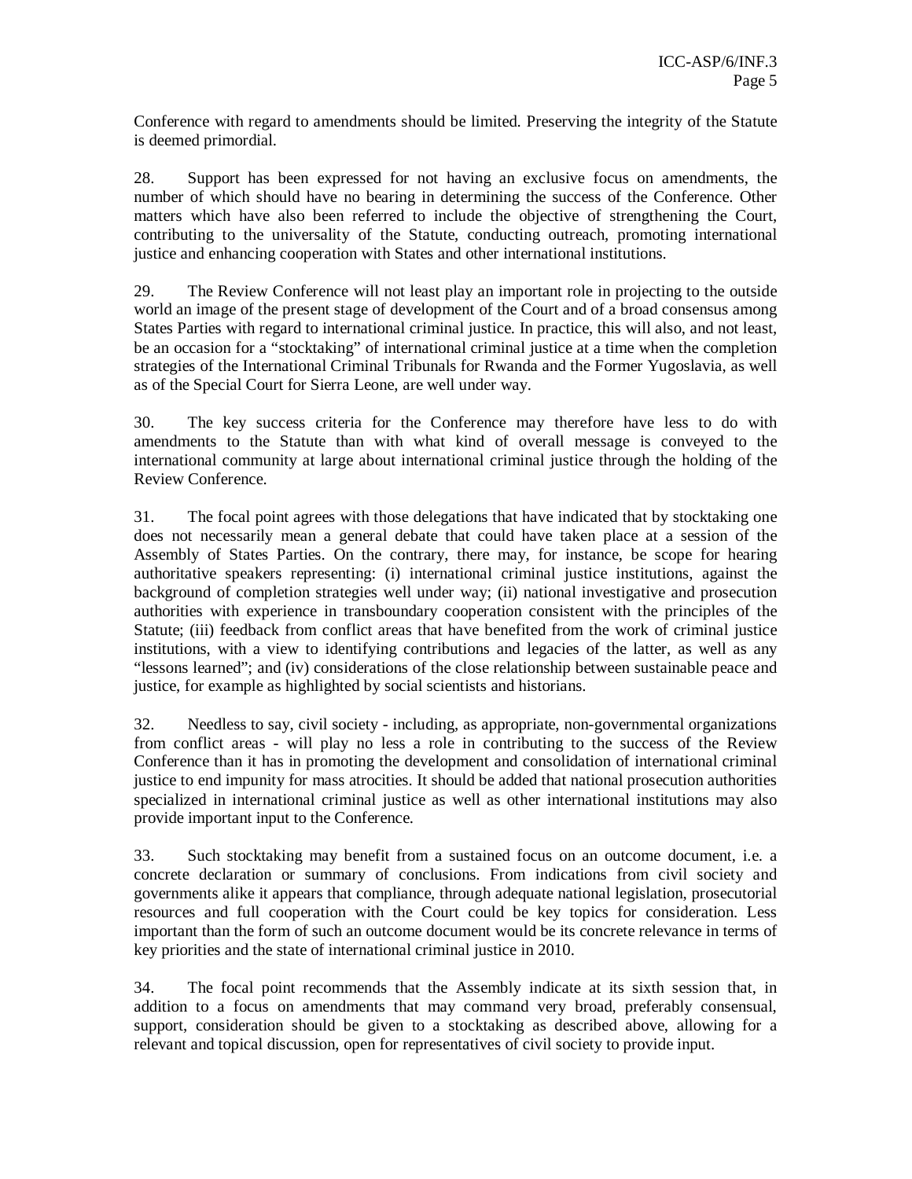Conference with regard to amendments should be limited. Preserving the integrity of the Statute is deemed primordial.

28. Support has been expressed for not having an exclusive focus on amendments, the number of which should have no bearing in determining the success of the Conference. Other matters which have also been referred to include the objective of strengthening the Court, contributing to the universality of the Statute, conducting outreach, promoting international justice and enhancing cooperation with States and other international institutions.

29. The Review Conference will not least play an important role in projecting to the outside world an image of the present stage of development of the Court and of a broad consensus among States Parties with regard to international criminal justice. In practice, this will also, and not least, be an occasion for a "stocktaking" of international criminal justice at a time when the completion strategies of the International Criminal Tribunals for Rwanda and the Former Yugoslavia, as well as of the Special Court for Sierra Leone, are well under way.

30. The key success criteria for the Conference may therefore have less to do with amendments to the Statute than with what kind of overall message is conveyed to the international community at large about international criminal justice through the holding of the Review Conference.

31. The focal point agrees with those delegations that have indicated that by stocktaking one does not necessarily mean a general debate that could have taken place at a session of the Assembly of States Parties. On the contrary, there may, for instance, be scope for hearing authoritative speakers representing: (i) international criminal justice institutions, against the background of completion strategies well under way; (ii) national investigative and prosecution authorities with experience in transboundary cooperation consistent with the principles of the Statute; (iii) feedback from conflict areas that have benefited from the work of criminal justice institutions, with a view to identifying contributions and legacies of the latter, as well as any "lessons learned"; and (iv) considerations of the close relationship between sustainable peace and justice, for example as highlighted by social scientists and historians.

32. Needless to say, civil society - including, as appropriate, non-governmental organizations from conflict areas - will play no less a role in contributing to the success of the Review Conference than it has in promoting the development and consolidation of international criminal justice to end impunity for mass atrocities. It should be added that national prosecution authorities specialized in international criminal justice as well as other international institutions may also provide important input to the Conference.

33. Such stocktaking may benefit from a sustained focus on an outcome document, i.e. a concrete declaration or summary of conclusions. From indications from civil society and governments alike it appears that compliance, through adequate national legislation, prosecutorial resources and full cooperation with the Court could be key topics for consideration. Less important than the form of such an outcome document would be its concrete relevance in terms of key priorities and the state of international criminal justice in 2010.

34. The focal point recommends that the Assembly indicate at its sixth session that, in addition to a focus on amendments that may command very broad, preferably consensual, support, consideration should be given to a stocktaking as described above, allowing for a relevant and topical discussion, open for representatives of civil society to provide input.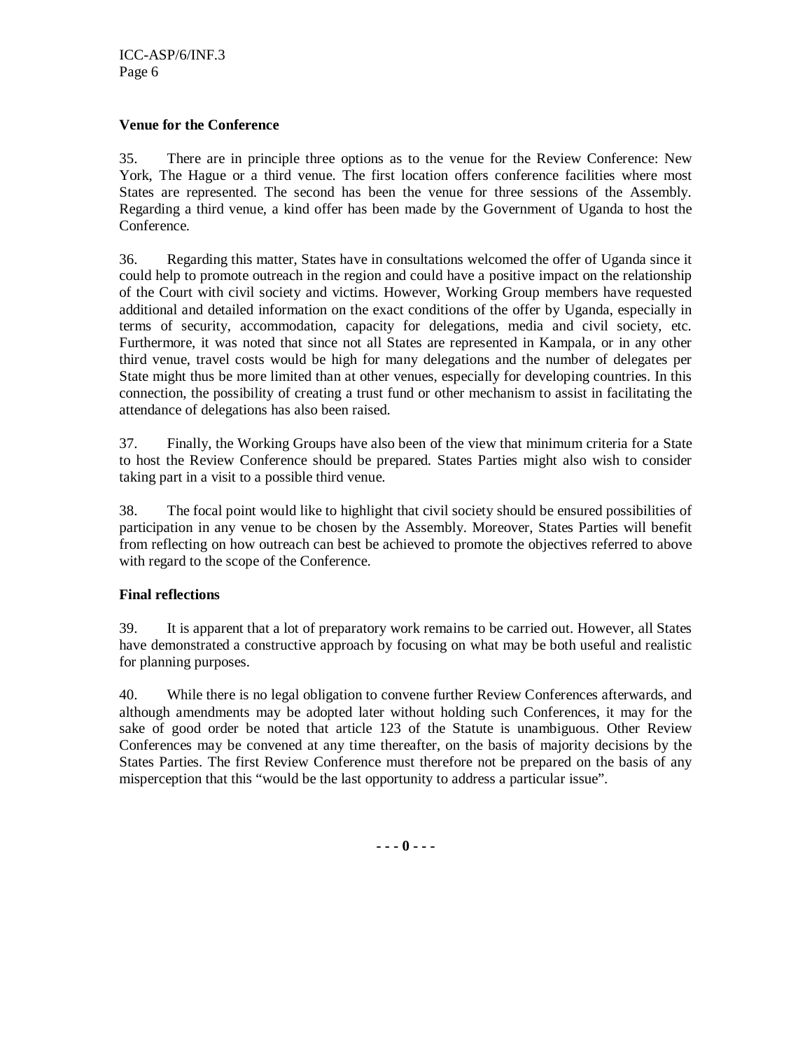**Venue for the Conference**

35. There are in principle three options as to the venue for the Review Conference: New York, The Hague or a third venue. The first location offers conference facilities where most States are represented. The second has been the venue for three sessions of the Assembly. Regarding a third venue, a kind offer has been made by the Government of Uganda to host the Conference.

36. Regarding this matter, States have in consultations welcomed the offer of Uganda since it could help to promote outreach in the region and could have a positive impact on the relationship of the Court with civil society and victims. However, Working Group members have requested additional and detailed information on the exact conditions of the offer by Uganda, especially in terms of security, accommodation, capacity for delegations, media and civil society, etc. Furthermore, it was noted that since not all States are represented in Kampala, or in any other third venue, travel costs would be high for many delegations and the number of delegates per State might thus be more limited than at other venues, especially for developing countries. In this connection, the possibility of creating a trust fund or other mechanism to assist in facilitating the attendance of delegations has also been raised.

37. Finally, the Working Groups have also been of the view that minimum criteria for a State to host the Review Conference should be prepared. States Parties might also wish to consider taking part in a visit to a possible third venue.

38. The focal point would like to highlight that civil society should be ensured possibilities of participation in any venue to be chosen by the Assembly. Moreover, States Parties will benefit from reflecting on how outreach can best be achieved to promote the objectives referred to above with regard to the scope of the Conference.

**Final reflections**

39. It is apparent that a lot of preparatory work remains to be carried out. However, all States have demonstrated a constructive approach by focusing on what may be both useful and realistic for planning purposes.

40. While there is no legal obligation to convene further Review Conferences afterwards, and although amendments may be adopted later without holding such Conferences, it may for the sake of good order be noted that article 123 of the Statute is unambiguous. Other Review Conferences may be convened at any time thereafter, on the basis of majority decisions by the States Parties. The first Review Conference must therefore not be prepared on the basis of any misperception that this "would be the last opportunity to address a particular issue".

**- - - 0 - - -**